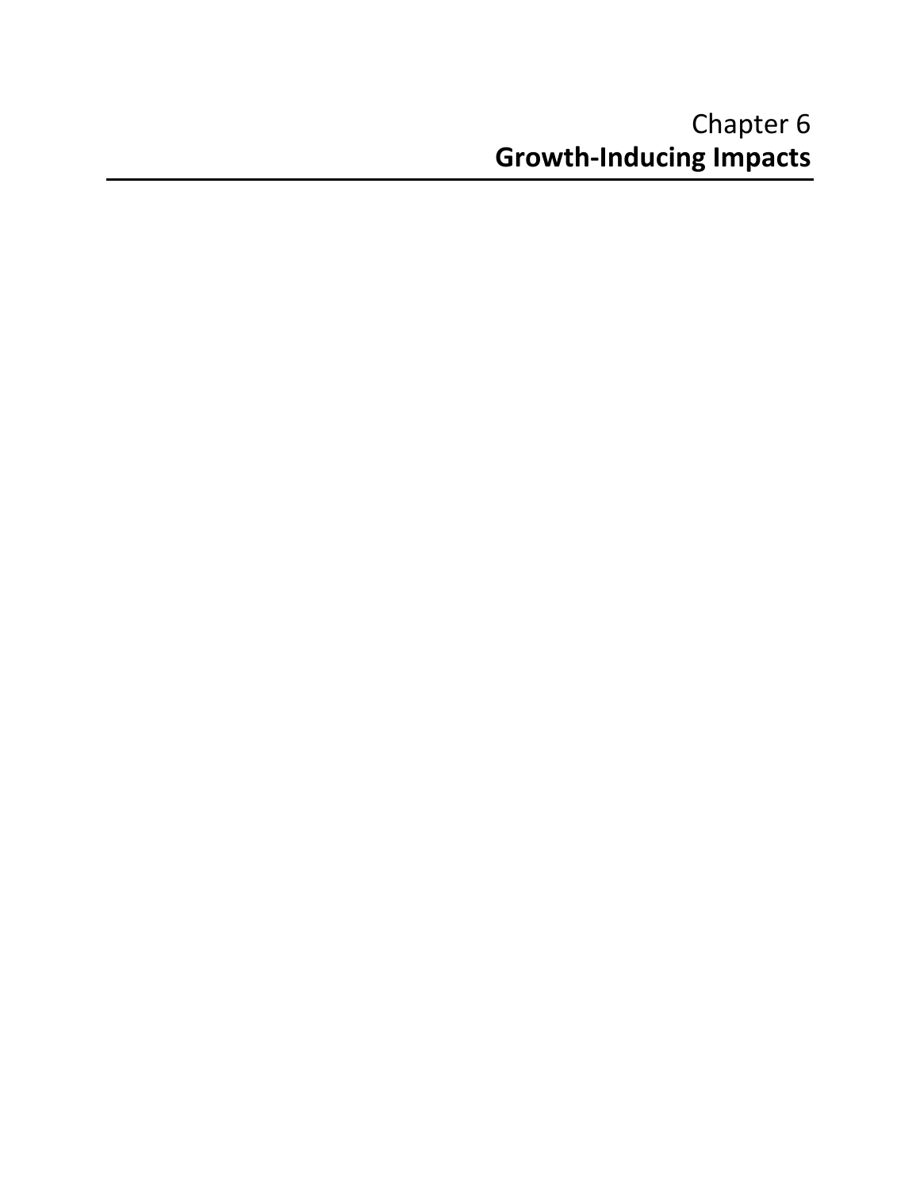# Chapter 6
# **Growth-Inducing Impacts**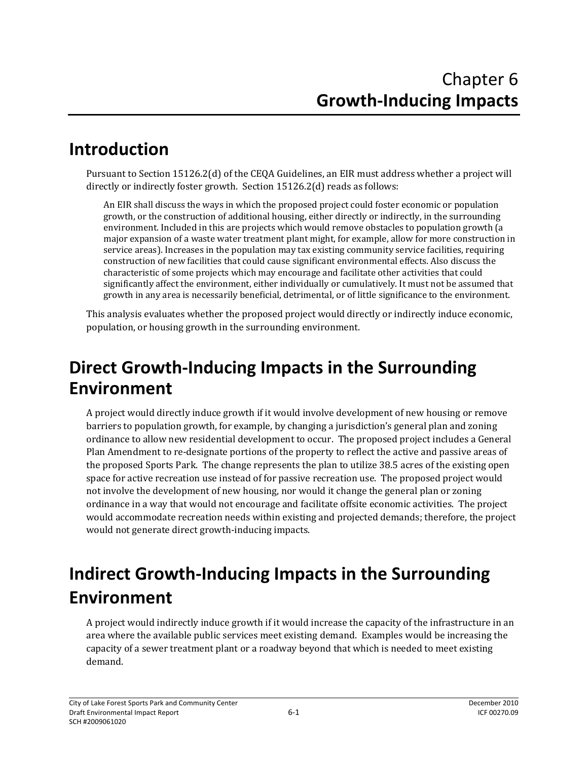# Chapter 6
# Growth-Inducing Impacts

## Introduction

Pursuant to Section 15126.2(d) of the CEQA Guidelines, an EIR must address whether a project will directly or indirectly foster growth. Section 15126.2(d) reads as follows:

> An EIR shall discuss the ways in which the proposed project could foster economic or population growth, or the construction of additional housing, either directly or indirectly, in the surrounding environment. Included in this are projects which would remove obstacles to population growth (a major expansion of a waste water treatment plant might, for example, allow for more construction in service areas). Increases in the population may tax existing community service facilities, requiring construction of new facilities that could cause significant environmental effects. Also discuss the characteristic of some projects which may encourage and facilitate other activities that could significantly affect the environment, either individually or cumulatively. It must not be assumed that growth in any area is necessarily beneficial, detrimental, or of little significance to the environment.

This analysis evaluates whether the proposed project would directly or indirectly induce economic, population, or housing growth in the surrounding environment.

## Direct Growth-Inducing Impacts in the Surrounding Environment

A project would directly induce growth if it would involve development of new housing or remove barriers to population growth, for example, by changing a jurisdiction's general plan and zoning ordinance to allow new residential development to occur. The proposed project includes a General Plan Amendment to re-designate portions of the property to reflect the active and passive areas of the proposed Sports Park. The change represents the plan to utilize 38.5 acres of the existing open space for active recreation use instead of for passive recreation use. The proposed project would not involve the development of new housing, nor would it change the general plan or zoning ordinance in a way that would not encourage and facilitate offsite economic activities. The project would accommodate recreation needs within existing and projected demands; therefore, the project would not generate direct growth-inducing impacts.

## Indirect Growth-Inducing Impacts in the Surrounding Environment

A project would indirectly induce growth if it would increase the capacity of the infrastructure in an area where the available public services meet existing demand. Examples would be increasing the capacity of a sewer treatment plant or a roadway beyond that which is needed to meet existing demand.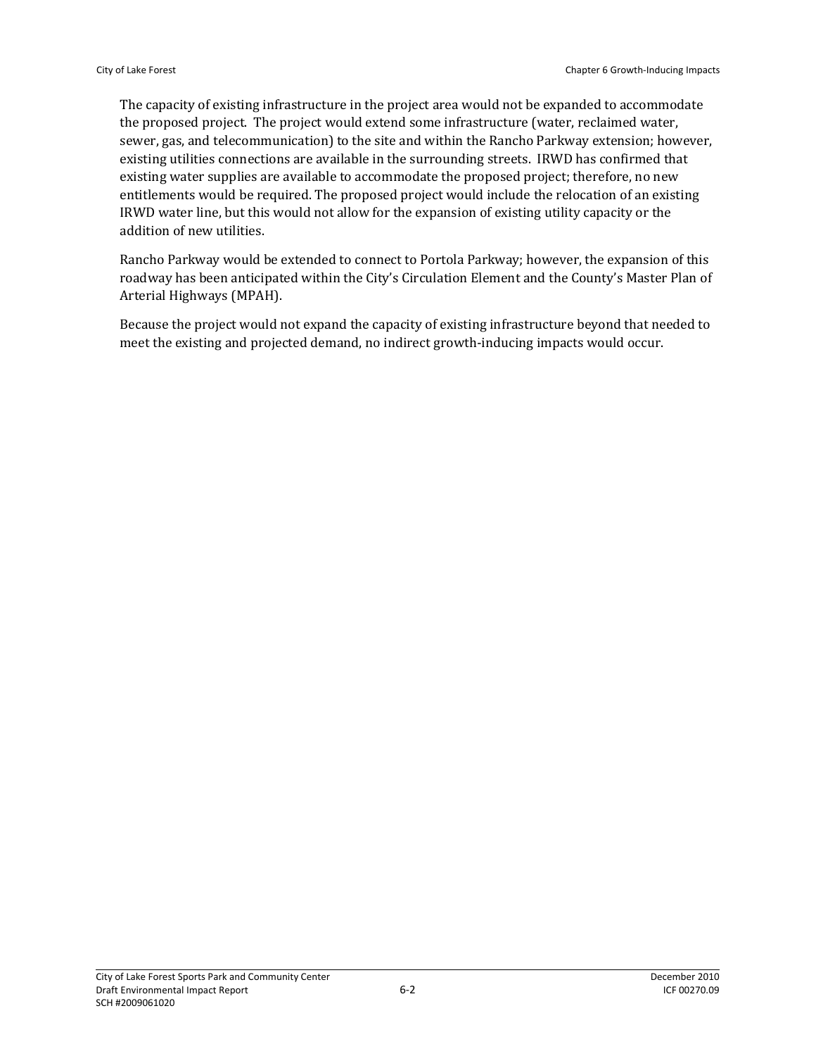The capacity of existing infrastructure in the project area would not be expanded to accommodate the proposed project. The project would extend some infrastructure (water, reclaimed water, sewer, gas, and telecommunication) to the site and within the Rancho Parkway extension; however, existing utilities connections are available in the surrounding streets. IRWD has confirmed that existing water supplies are available to accommodate the proposed project; therefore, no new entitlements would be required. The proposed project would include the relocation of an existing IRWD water line, but this would not allow for the expansion of existing utility capacity or the addition of new utilities.

Rancho Parkway would be extended to connect to Portola Parkway; however, the expansion of this roadway has been anticipated within the City's Circulation Element and the County's Master Plan of Arterial Highways (MPAH).

Because the project would not expand the capacity of existing infrastructure beyond that needed to meet the existing and projected demand, no indirect growth-inducing impacts would occur.